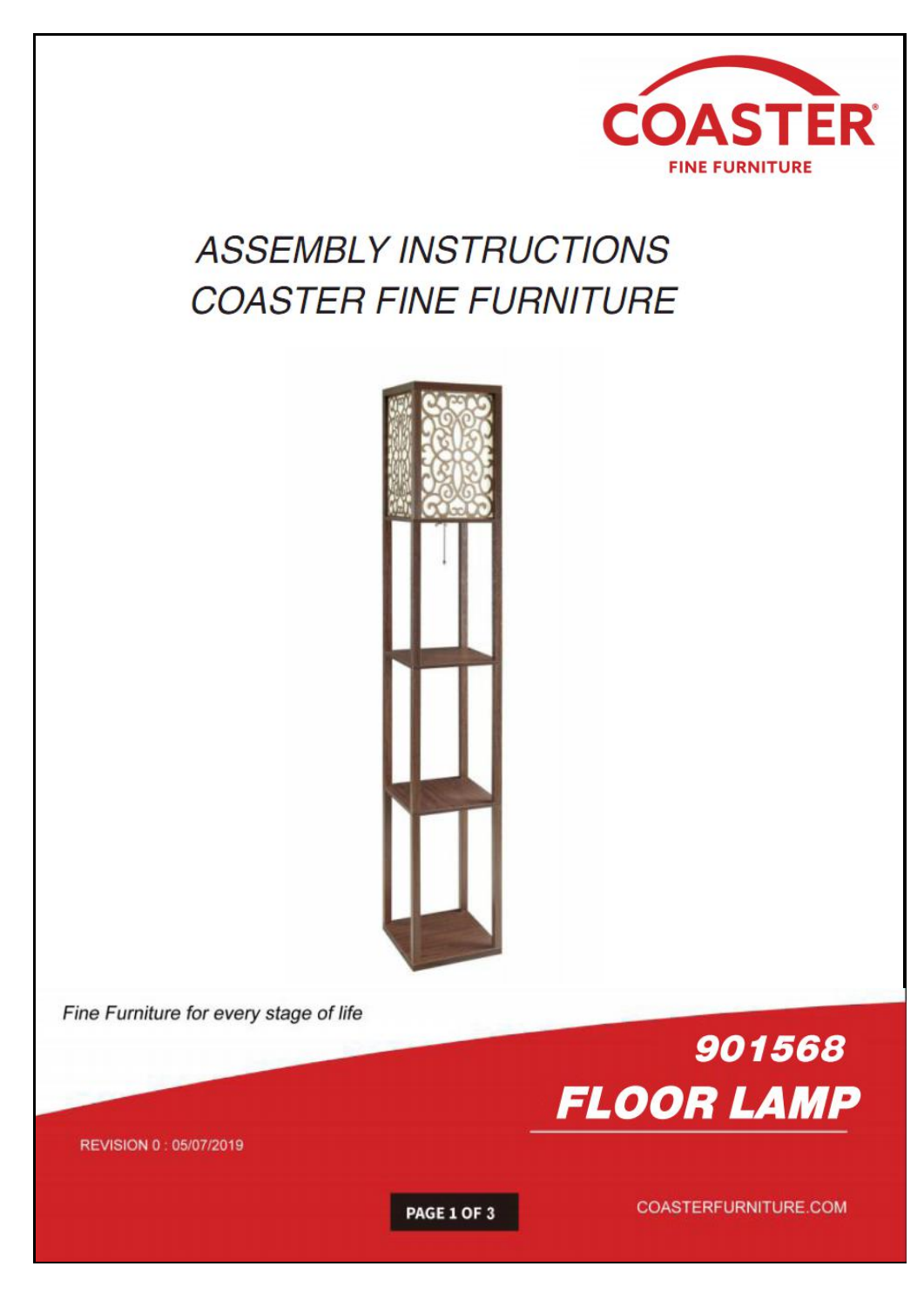COASTER

FINE FURNITURE

# ASSEMBLY INSTRUCTIONS
# COASTER FINE FURNITURE

*Fine Furniture for every stage of life*

## 901568
## FLOOR LAMP

REVISION 0 : 05/07/2019

COASTERFURNITURE.COM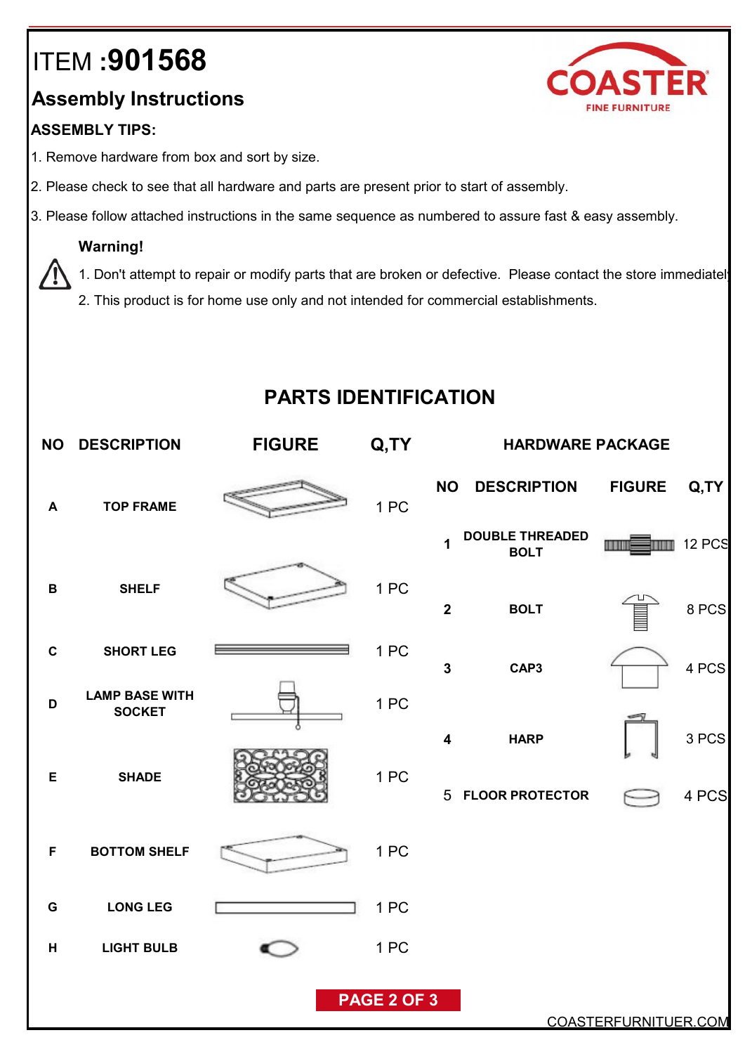# ITEM :901568

## Assembly Instructions

**ASSEMBLY TIPS:**

1. Remove hardware from box and sort by size.
2. Please check to see that all hardware and parts are present prior to start of assembly.
3. Please follow attached instructions in the same sequence as numbered to assure fast & easy assembly.

**Warning!**

1. Don't attempt to repair or modify parts that are broken or defective. Please contact the store immediately
2. This product is for home use only and not intended for commercial establishments.

## PARTS IDENTIFICATION

| NO | DESCRIPTION | FIGURE | Q,TY |
|---|---|---|---|
| A | TOP FRAME | | 1 PC |
| B | SHELF | | 1 PC |
| C | SHORT LEG | | 1 PC |
| D | LAMP BASE WITH SOCKET | | 1 PC |
| E | SHADE | | 1 PC |
| F | BOTTOM SHELF | | 1 PC |
| G | LONG LEG | | 1 PC |
| H | LIGHT BULB | | 1 PC |

### HARDWARE PACKAGE

| NO | DESCRIPTION | FIGURE | Q,TY |
|---|---|---|---|
| 1 | DOUBLE THREADED BOLT | | 12 PCS |
| 2 | BOLT | | 8 PCS |
| 3 | CAP3 | | 4 PCS |
| 4 | HARP | | 3 PCS |
| 5 | FLOOR PROTECTOR | | 4 PCS |

COASTERFURNITUER.COM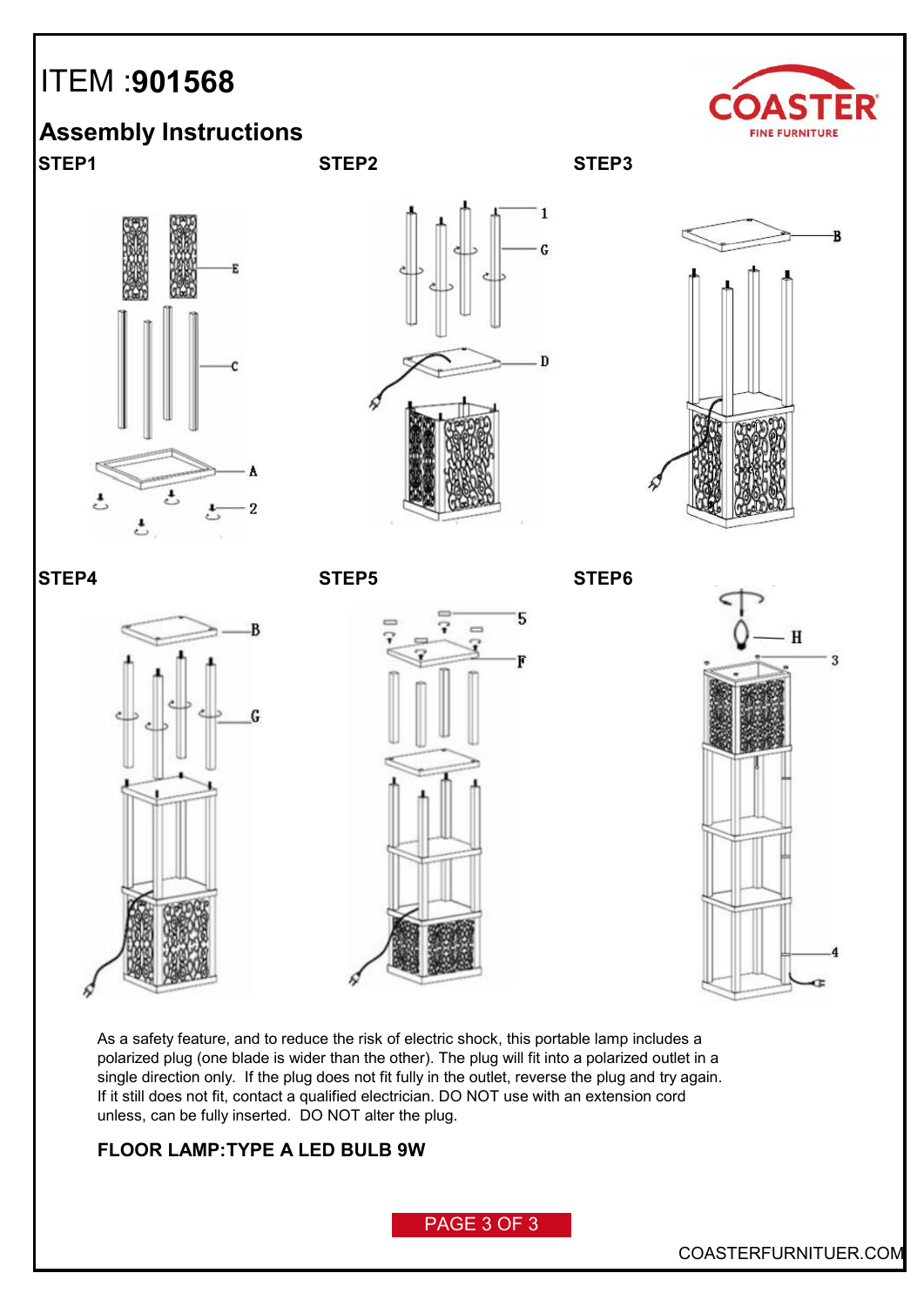# ITEM :**901568**

## Assembly Instructions

**STEP1**

**STEP2**

**STEP3**

**STEP4**

**STEP5**

**STEP6**

As a safety feature, and to reduce the risk of electric shock, this portable lamp includes a polarized plug (one blade is wider than the other). The plug will fit into a polarized outlet in a single direction only. If the plug does not fit fully in the outlet, reverse the plug and try again. If it still does not fit, contact a qualified electrician. DO NOT use with an extension cord unless, can be fully inserted. DO NOT alter the plug.

**FLOOR LAMP:TYPE A LED BULB 9W**

COASTERFURNITUER.COM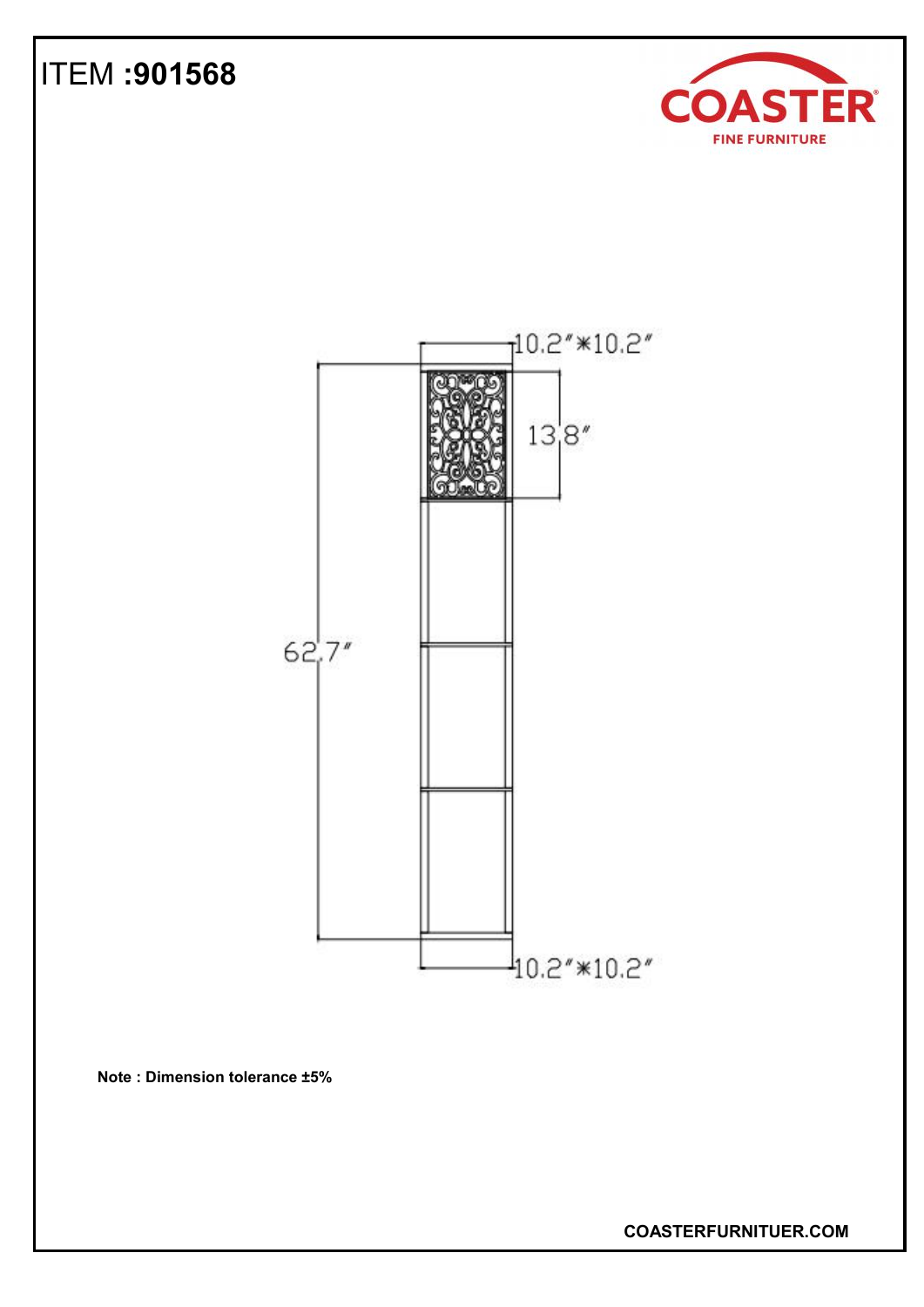# ITEM :901568

COASTER
FINE FURNITURE

10.2"*10.2"

13.8"

62.7"

10.2"*10.2"

**Note : Dimension tolerance ±5%**

**COASTERFURNITUER.COM**